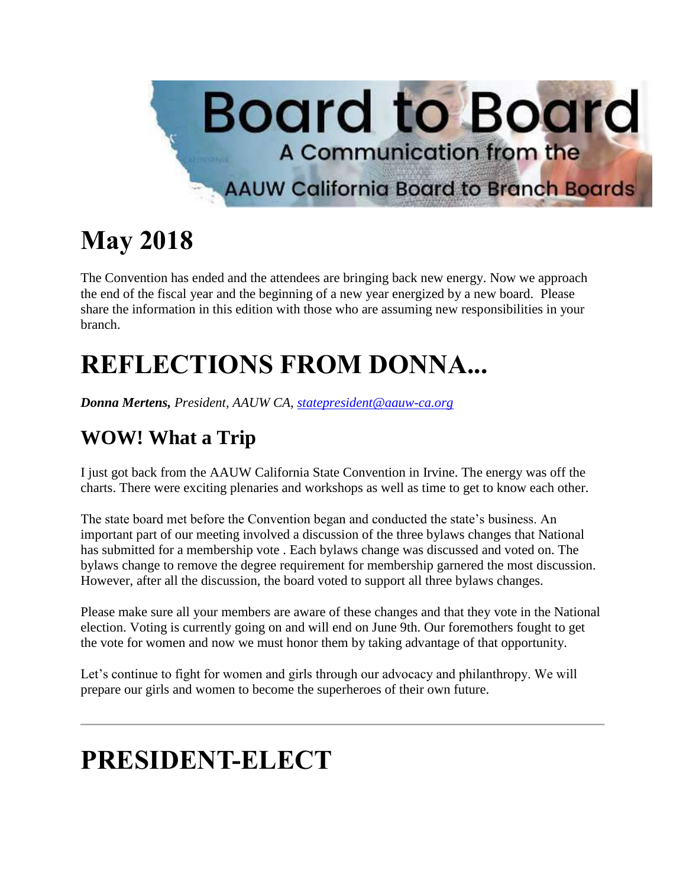Board to Board

A Communication from the AAUW California Board to Branch Boards

# May 2018

The Convention has ended and the attendees are bringing back new energy. Now we approach the end of the fiscal year and the beginning of a new year energized by a new board. Please share the information in this edition with those who are assuming new responsibilities in your branch.

# REFLECTIONS FROM DONNA...

***Donna Mertens,*** *President, AAUW CA, statepresident@aauw-ca.org*

## WOW! What a Trip

I just got back from the AAUW California State Convention in Irvine. The energy was off the charts. There were exciting plenaries and workshops as well as time to get to know each other.

The state board met before the Convention began and conducted the state's business. An important part of our meeting involved a discussion of the three bylaws changes that National has submitted for a membership vote . Each bylaws change was discussed and voted on. The bylaws change to remove the degree requirement for membership garnered the most discussion. However, after all the discussion, the board voted to support all three bylaws changes.

Please make sure all your members are aware of these changes and that they vote in the National election. Voting is currently going on and will end on June 9th. Our foremothers fought to get the vote for women and now we must honor them by taking advantage of that opportunity.

Let's continue to fight for women and girls through our advocacy and philanthropy. We will prepare our girls and women to become the superheroes of their own future.

---

# PRESIDENT-ELECT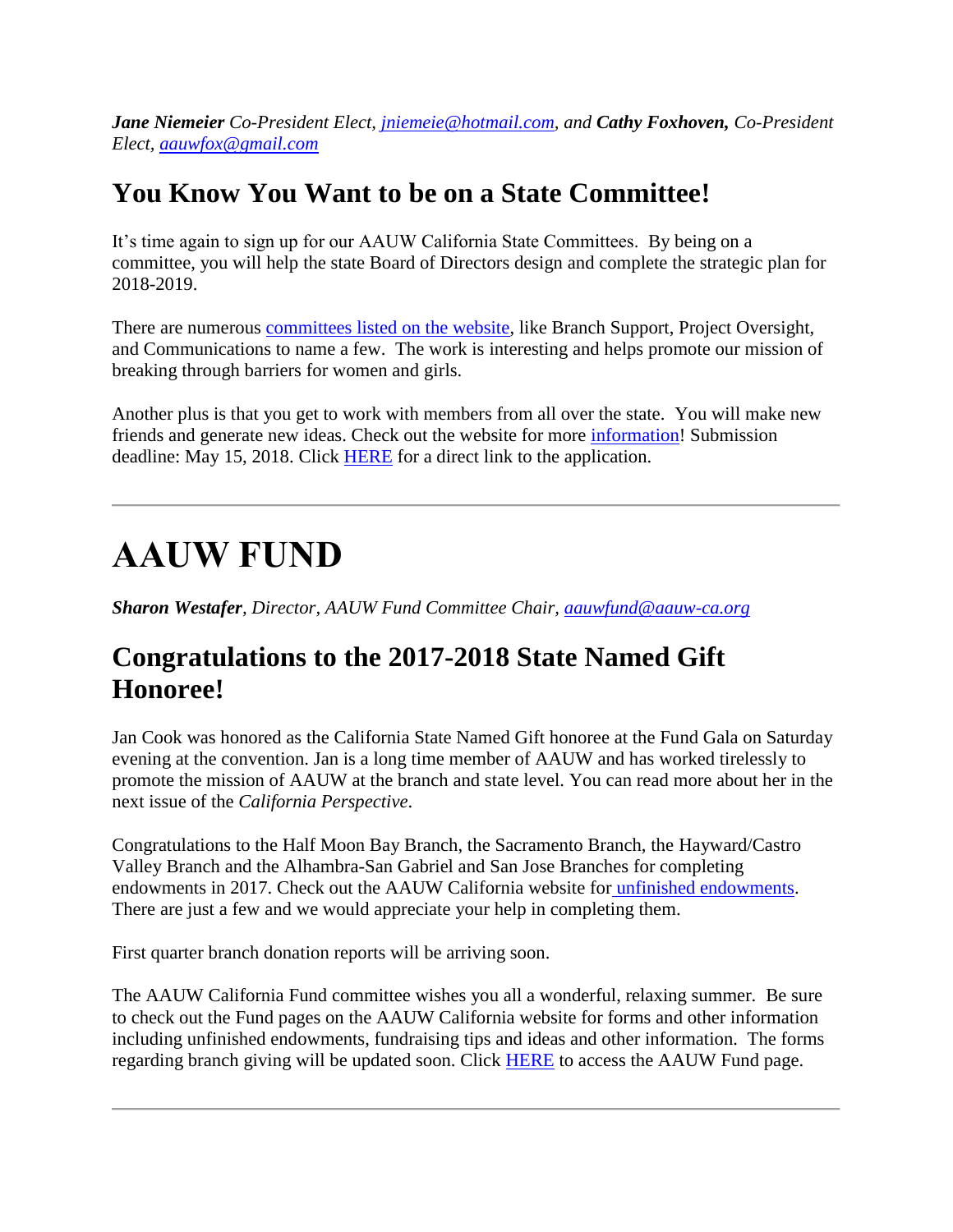***Jane Niemeier** Co-President Elect, jniemeie@hotmail.com, and **Cathy Foxhoven,** Co-President Elect, aauwfox@gmail.com*

## You Know You Want to be on a State Committee!

It's time again to sign up for our AAUW California State Committees. By being on a committee, you will help the state Board of Directors design and complete the strategic plan for 2018-2019.

There are numerous committees listed on the website, like Branch Support, Project Oversight, and Communications to name a few. The work is interesting and helps promote our mission of breaking through barriers for women and girls.

Another plus is that you get to work with members from all over the state. You will make new friends and generate new ideas. Check out the website for more information! Submission deadline: May 15, 2018. Click HERE for a direct link to the application.

---

# AAUW FUND

***Sharon Westafer**, Director, AAUW Fund Committee Chair, aauwfund@aauw-ca.org*

## Congratulations to the 2017-2018 State Named Gift Honoree!

Jan Cook was honored as the California State Named Gift honoree at the Fund Gala on Saturday evening at the convention. Jan is a long time member of AAUW and has worked tirelessly to promote the mission of AAUW at the branch and state level. You can read more about her in the next issue of the *California Perspective*.

Congratulations to the Half Moon Bay Branch, the Sacramento Branch, the Hayward/Castro Valley Branch and the Alhambra-San Gabriel and San Jose Branches for completing endowments in 2017. Check out the AAUW California website for unfinished endowments. There are just a few and we would appreciate your help in completing them.

First quarter branch donation reports will be arriving soon.

The AAUW California Fund committee wishes you all a wonderful, relaxing summer. Be sure to check out the Fund pages on the AAUW California website for forms and other information including unfinished endowments, fundraising tips and ideas and other information. The forms regarding branch giving will be updated soon. Click HERE to access the AAUW Fund page.

---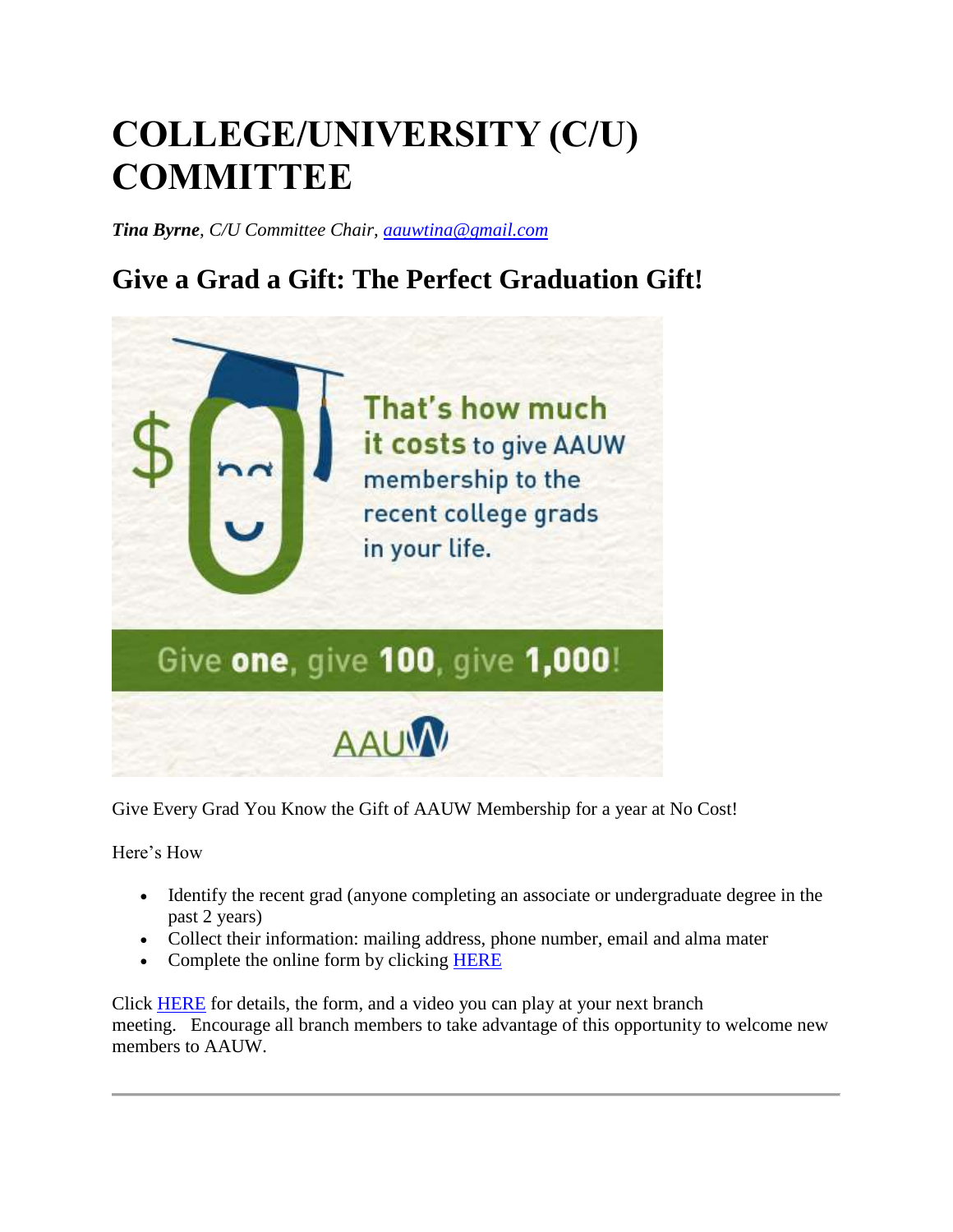# COLLEGE/UNIVERSITY (C/U) COMMITTEE

***Tina Byrne**, C/U Committee Chair, aauwtina@gmail.com*

## Give a Grad a Gift: The Perfect Graduation Gift!

$0 That's how much it costs to give AAUW membership to the recent college grads in your life.

Give **one**, give **100**, give **1,000**!

AAUW

Give Every Grad You Know the Gift of AAUW Membership for a year at No Cost!

Here's How

- Identify the recent grad (anyone completing an associate or undergraduate degree in the past 2 years)
- Collect their information: mailing address, phone number, email and alma mater
- Complete the online form by clicking HERE

Click HERE for details, the form, and a video you can play at your next branch meeting. Encourage all branch members to take advantage of this opportunity to welcome new members to AAUW.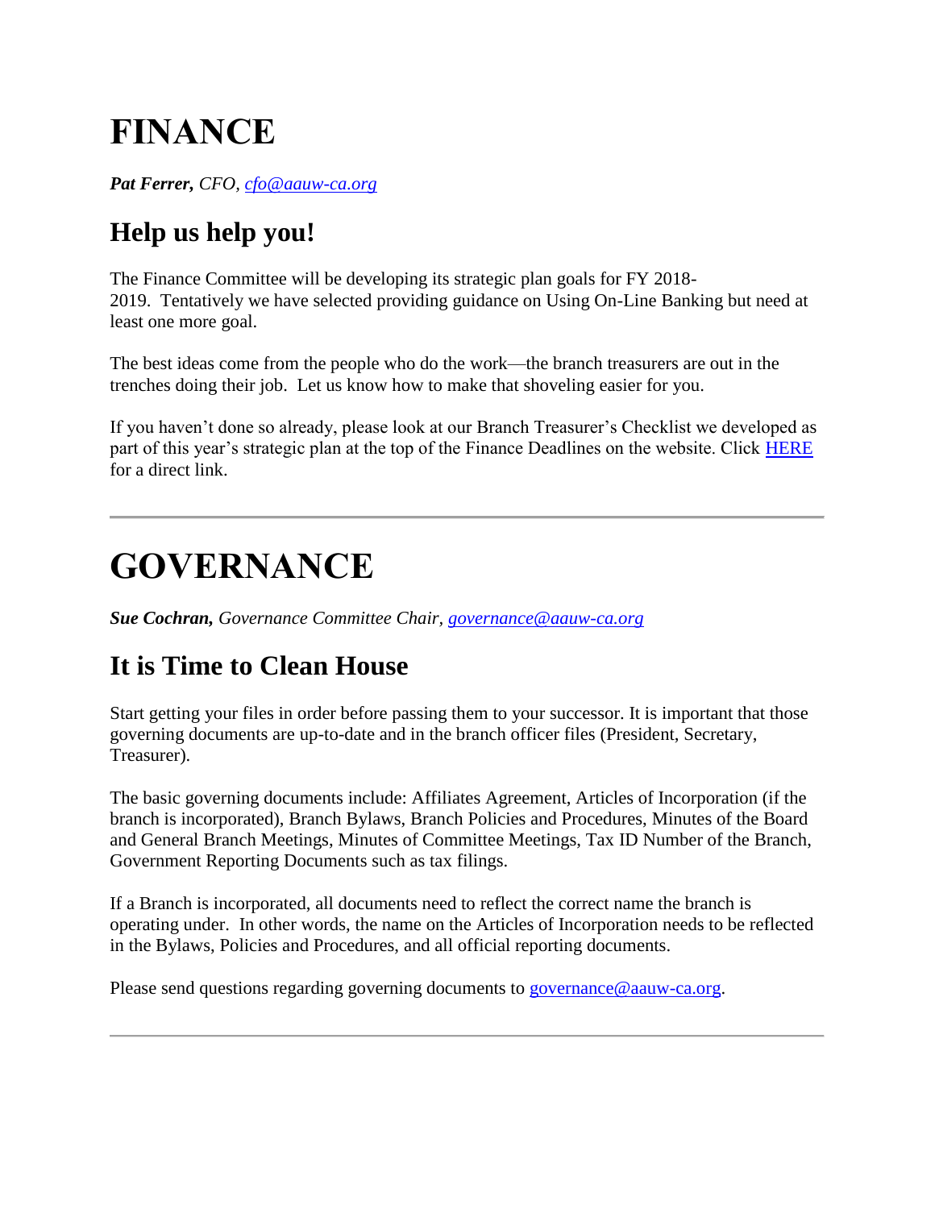# FINANCE

***Pat Ferrer,*** *CFO, cfo@aauw-ca.org*

## Help us help you!

The Finance Committee will be developing its strategic plan goals for FY 2018-2019. Tentatively we have selected providing guidance on Using On-Line Banking but need at least one more goal.

The best ideas come from the people who do the work—the branch treasurers are out in the trenches doing their job. Let us know how to make that shoveling easier for you.

If you haven't done so already, please look at our Branch Treasurer's Checklist we developed as part of this year's strategic plan at the top of the Finance Deadlines on the website. Click HERE for a direct link.

---

# GOVERNANCE

***Sue Cochran,*** *Governance Committee Chair, governance@aauw-ca.org*

## It is Time to Clean House

Start getting your files in order before passing them to your successor. It is important that those governing documents are up-to-date and in the branch officer files (President, Secretary, Treasurer).

The basic governing documents include: Affiliates Agreement, Articles of Incorporation (if the branch is incorporated), Branch Bylaws, Branch Policies and Procedures, Minutes of the Board and General Branch Meetings, Minutes of Committee Meetings, Tax ID Number of the Branch, Government Reporting Documents such as tax filings.

If a Branch is incorporated, all documents need to reflect the correct name the branch is operating under. In other words, the name on the Articles of Incorporation needs to be reflected in the Bylaws, Policies and Procedures, and all official reporting documents.

Please send questions regarding governing documents to governance@aauw-ca.org.

---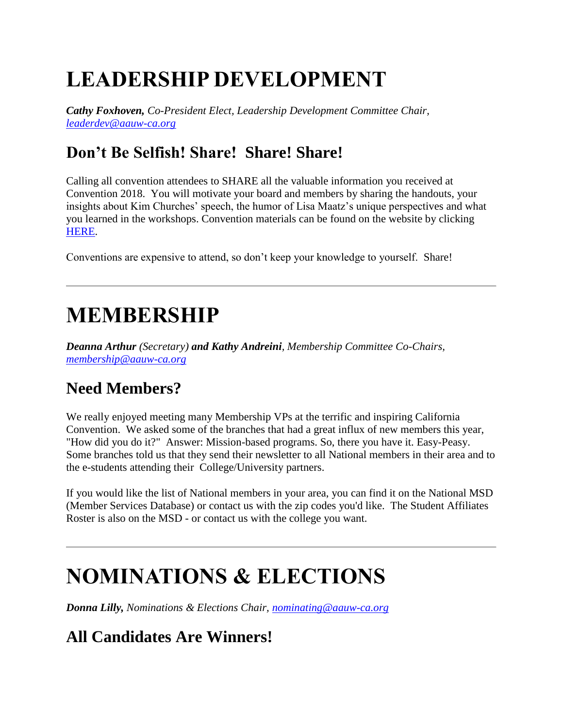# LEADERSHIP DEVELOPMENT

***Cathy Foxhoven,*** *Co-President Elect, Leadership Development Committee Chair, leaderdev@aauw-ca.org*

## Don't Be Selfish! Share! Share! Share!

Calling all convention attendees to SHARE all the valuable information you received at Convention 2018. You will motivate your board and members by sharing the handouts, your insights about Kim Churches' speech, the humor of Lisa Maatz's unique perspectives and what you learned in the workshops. Convention materials can be found on the website by clicking HERE.

Conventions are expensive to attend, so don't keep your knowledge to yourself. Share!

---

# MEMBERSHIP

***Deanna Arthur*** *(Secretary)* ***and Kathy Andreini****, Membership Committee Co-Chairs, membership@aauw-ca.org*

## Need Members?

We really enjoyed meeting many Membership VPs at the terrific and inspiring California Convention. We asked some of the branches that had a great influx of new members this year, "How did you do it?" Answer: Mission-based programs. So, there you have it. Easy-Peasy. Some branches told us that they send their newsletter to all National members in their area and to the e-students attending their College/University partners.

If you would like the list of National members in your area, you can find it on the National MSD (Member Services Database) or contact us with the zip codes you'd like. The Student Affiliates Roster is also on the MSD - or contact us with the college you want.

---

# NOMINATIONS & ELECTIONS

***Donna Lilly,*** *Nominations & Elections Chair, nominating@aauw-ca.org*

## All Candidates Are Winners!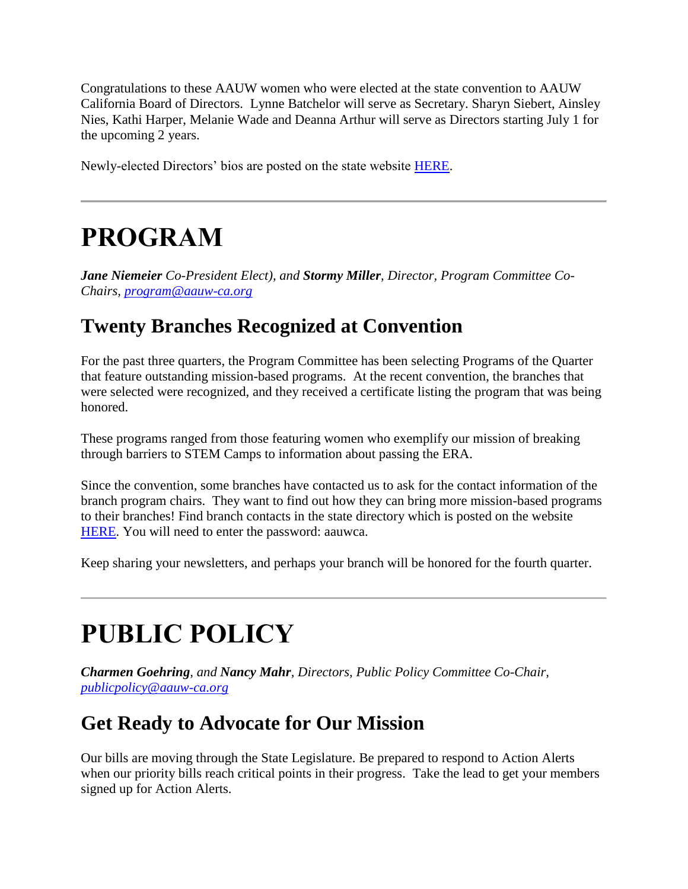Congratulations to these AAUW women who were elected at the state convention to AAUW California Board of Directors.  Lynne Batchelor will serve as Secretary. Sharyn Siebert, Ainsley Nies, Kathi Harper, Melanie Wade and Deanna Arthur will serve as Directors starting July 1 for the upcoming 2 years.

Newly-elected Directors' bios are posted on the state website HERE.

---

# PROGRAM

***Jane Niemeier** Co-President Elect), and **Stormy Miller**, Director, Program Committee Co-Chairs, program@aauw-ca.org*

## Twenty Branches Recognized at Convention

For the past three quarters, the Program Committee has been selecting Programs of the Quarter that feature outstanding mission-based programs.  At the recent convention, the branches that were selected were recognized, and they received a certificate listing the program that was being honored.

These programs ranged from those featuring women who exemplify our mission of breaking through barriers to STEM Camps to information about passing the ERA.

Since the convention, some branches have contacted us to ask for the contact information of the branch program chairs.  They want to find out how they can bring more mission-based programs to their branches! Find branch contacts in the state directory which is posted on the website HERE. You will need to enter the password: aauwca.

Keep sharing your newsletters, and perhaps your branch will be honored for the fourth quarter.

---

# PUBLIC POLICY

***Charmen Goehring**, and **Nancy Mahr**, Directors, Public Policy Committee Co-Chair, publicpolicy@aauw-ca.org*

## Get Ready to Advocate for Our Mission

Our bills are moving through the State Legislature. Be prepared to respond to Action Alerts when our priority bills reach critical points in their progress.  Take the lead to get your members signed up for Action Alerts.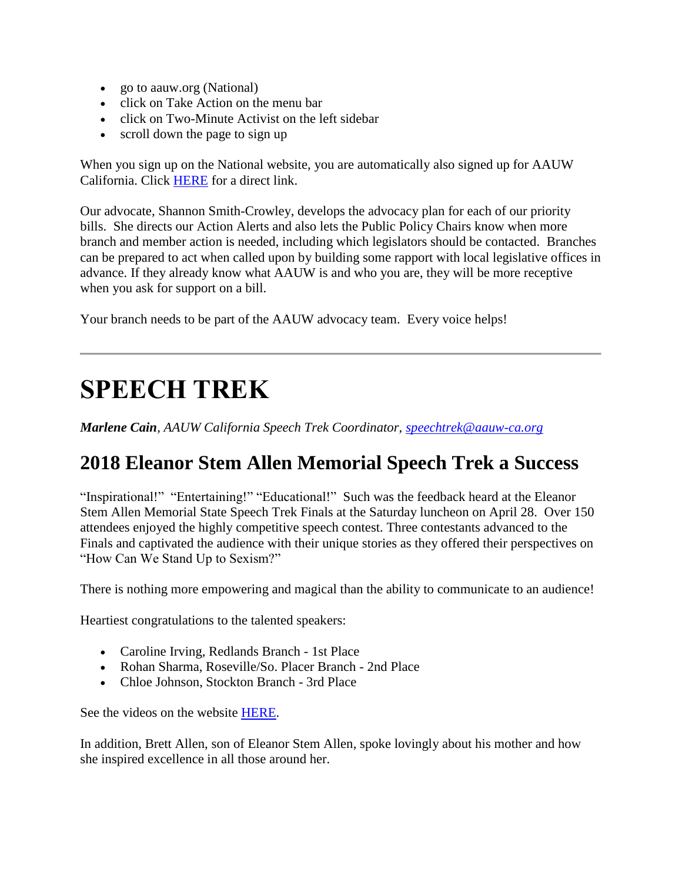- go to aauw.org (National)
- click on Take Action on the menu bar
- click on Two-Minute Activist on the left sidebar
- scroll down the page to sign up

When you sign up on the National website, you are automatically also signed up for AAUW California. Click HERE for a direct link.

Our advocate, Shannon Smith-Crowley, develops the advocacy plan for each of our priority bills. She directs our Action Alerts and also lets the Public Policy Chairs know when more branch and member action is needed, including which legislators should be contacted. Branches can be prepared to act when called upon by building some rapport with local legislative offices in advance. If they already know what AAUW is and who you are, they will be more receptive when you ask for support on a bill.

Your branch needs to be part of the AAUW advocacy team. Every voice helps!

---

# SPEECH TREK

***Marlene Cain**, AAUW California Speech Trek Coordinator, speechtrek@aauw-ca.org*

## 2018 Eleanor Stem Allen Memorial Speech Trek a Success

"Inspirational!" "Entertaining!" "Educational!" Such was the feedback heard at the Eleanor Stem Allen Memorial State Speech Trek Finals at the Saturday luncheon on April 28. Over 150 attendees enjoyed the highly competitive speech contest. Three contestants advanced to the Finals and captivated the audience with their unique stories as they offered their perspectives on "How Can We Stand Up to Sexism?"

There is nothing more empowering and magical than the ability to communicate to an audience!

Heartiest congratulations to the talented speakers:

- Caroline Irving, Redlands Branch - 1st Place
- Rohan Sharma, Roseville/So. Placer Branch - 2nd Place
- Chloe Johnson, Stockton Branch - 3rd Place

See the videos on the website HERE.

In addition, Brett Allen, son of Eleanor Stem Allen, spoke lovingly about his mother and how she inspired excellence in all those around her.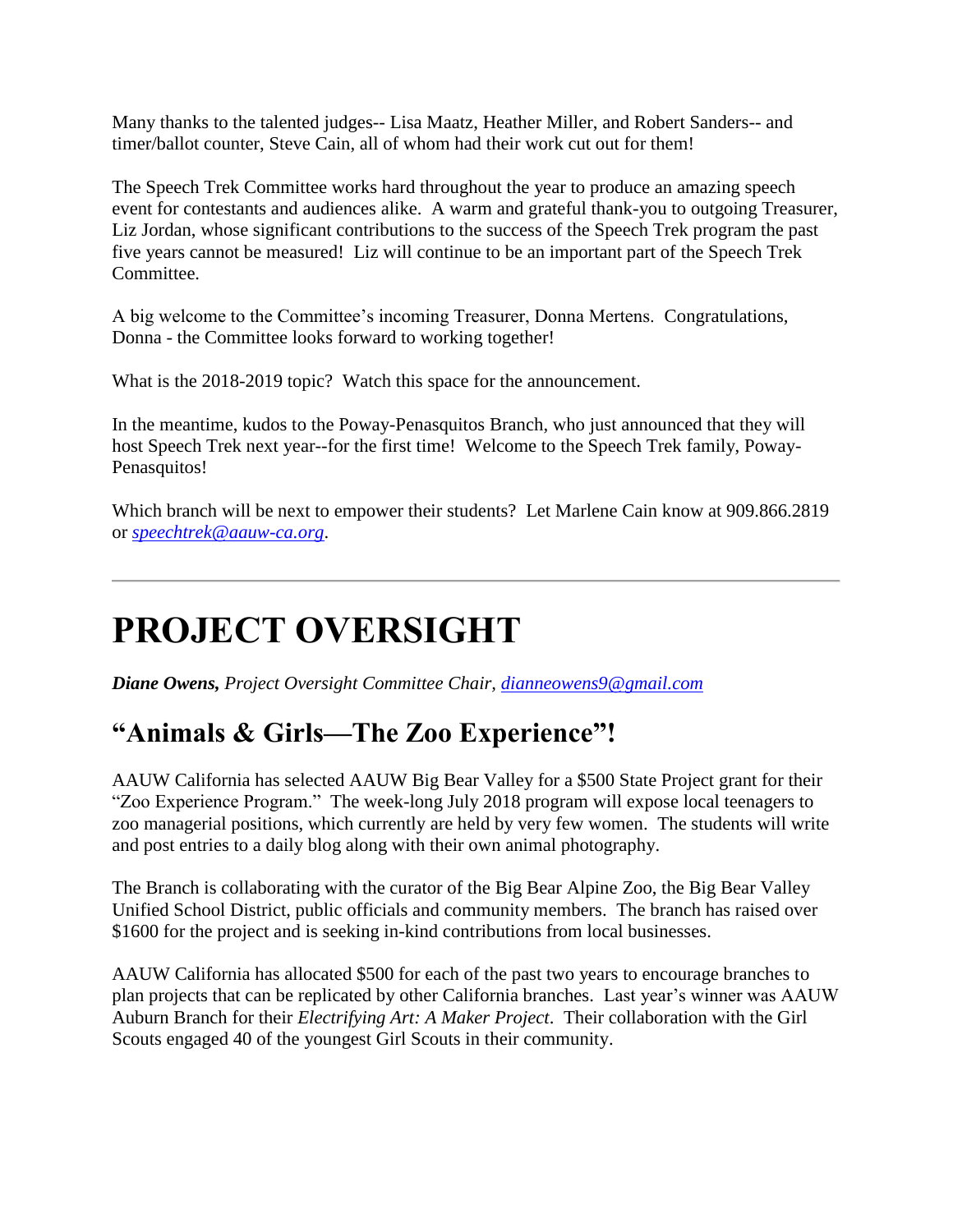Many thanks to the talented judges-- Lisa Maatz, Heather Miller, and Robert Sanders-- and timer/ballot counter, Steve Cain, all of whom had their work cut out for them!

The Speech Trek Committee works hard throughout the year to produce an amazing speech event for contestants and audiences alike. A warm and grateful thank-you to outgoing Treasurer, Liz Jordan, whose significant contributions to the success of the Speech Trek program the past five years cannot be measured! Liz will continue to be an important part of the Speech Trek Committee.

A big welcome to the Committee's incoming Treasurer, Donna Mertens. Congratulations, Donna - the Committee looks forward to working together!

What is the 2018-2019 topic? Watch this space for the announcement.

In the meantime, kudos to the Poway-Penasquitos Branch, who just announced that they will host Speech Trek next year--for the first time! Welcome to the Speech Trek family, Poway-Penasquitos!

Which branch will be next to empower their students? Let Marlene Cain know at 909.866.2819 or *speechtrek@aauw-ca.org*.

---

# PROJECT OVERSIGHT

***Diane Owens,*** *Project Oversight Committee Chair,* dianneowens9@gmail.com

## "Animals & Girls—The Zoo Experience"!

AAUW California has selected AAUW Big Bear Valley for a $500 State Project grant for their "Zoo Experience Program." The week-long July 2018 program will expose local teenagers to zoo managerial positions, which currently are held by very few women. The students will write and post entries to a daily blog along with their own animal photography.

The Branch is collaborating with the curator of the Big Bear Alpine Zoo, the Big Bear Valley Unified School District, public officials and community members. The branch has raised over $1600 for the project and is seeking in-kind contributions from local businesses.

AAUW California has allocated $500 for each of the past two years to encourage branches to plan projects that can be replicated by other California branches. Last year's winner was AAUW Auburn Branch for their *Electrifying Art: A Maker Project*. Their collaboration with the Girl Scouts engaged 40 of the youngest Girl Scouts in their community.